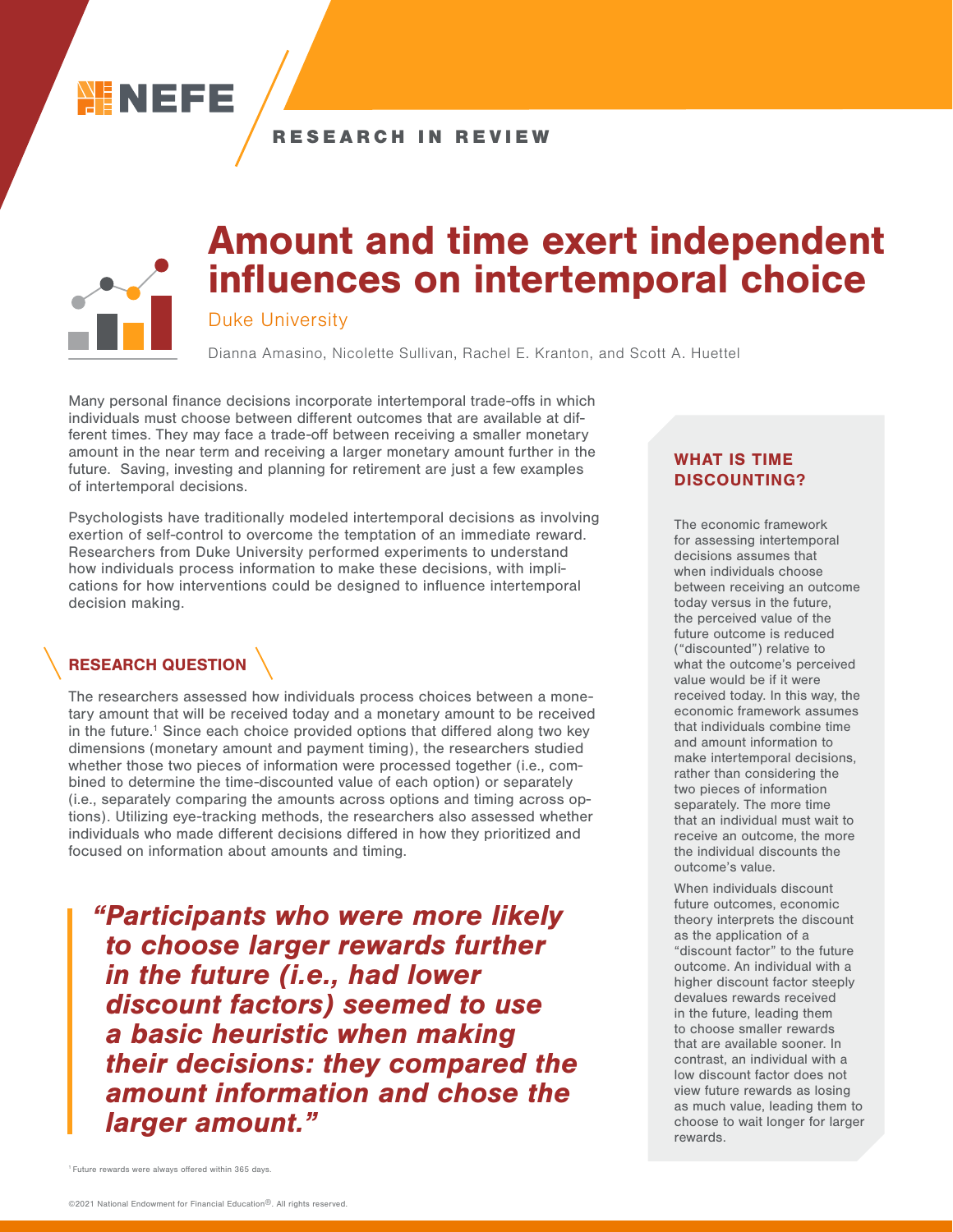NEFE

RESEARCH IN REVIEW

# Amount and time exert independent influences on intertemporal choice

Duke University

Dianna Amasino, Nicolette Sullivan, Rachel E. Kranton, and Scott A. Huettel

Many personal finance decisions incorporate intertemporal trade-offs in which individuals must choose between different outcomes that are available at different times. They may face a trade-off between receiving a smaller monetary amount in the near term and receiving a larger monetary amount further in the future. Saving, investing and planning for retirement are just a few examples of intertemporal decisions.

Psychologists have traditionally modeled intertemporal decisions as involving exertion of self-control to overcome the temptation of an immediate reward. Researchers from Duke University performed experiments to understand how individuals process information to make these decisions, with implications for how interventions could be designed to influence intertemporal decision making.

## RESEARCH QUESTION

The researchers assessed how individuals process choices between a monetary amount that will be received today and a monetary amount to be received in the future.[1] Since each choice provided options that differed along two key dimensions (monetary amount and payment timing), the researchers studied whether those two pieces of information were processed together (i.e., combined to determine the time-discounted value of each option) or separately (i.e., separately comparing the amounts across options and timing across options). Utilizing eye-tracking methods, the researchers also assessed whether individuals who made different decisions differed in how they prioritized and focused on information about amounts and timing.

> ***"Participants who were more likely to choose larger rewards further in the future (i.e., had lower discount factors) seemed to use a basic heuristic when making their decisions: they compared the amount information and chose the larger amount."***

### WHAT IS TIME DISCOUNTING?

The economic framework for assessing intertemporal decisions assumes that when individuals choose between receiving an outcome today versus in the future, the perceived value of the future outcome is reduced ("discounted") relative to what the outcome's perceived value would be if it were received today. In this way, the economic framework assumes that individuals combine time and amount information to make intertemporal decisions, rather than considering the two pieces of information separately. The more time that an individual must wait to receive an outcome, the more the individual discounts the outcome's value.

When individuals discount future outcomes, economic theory interprets the discount as the application of a "discount factor" to the future outcome. An individual with a higher discount factor steeply devalues rewards received in the future, leading them to choose smaller rewards that are available sooner. In contrast, an individual with a low discount factor does not view future rewards as losing as much value, leading them to choose to wait longer for larger rewards.

[1] Future rewards were always offered within 365 days.

©2021 National Endowment for Financial Education®. All rights reserved.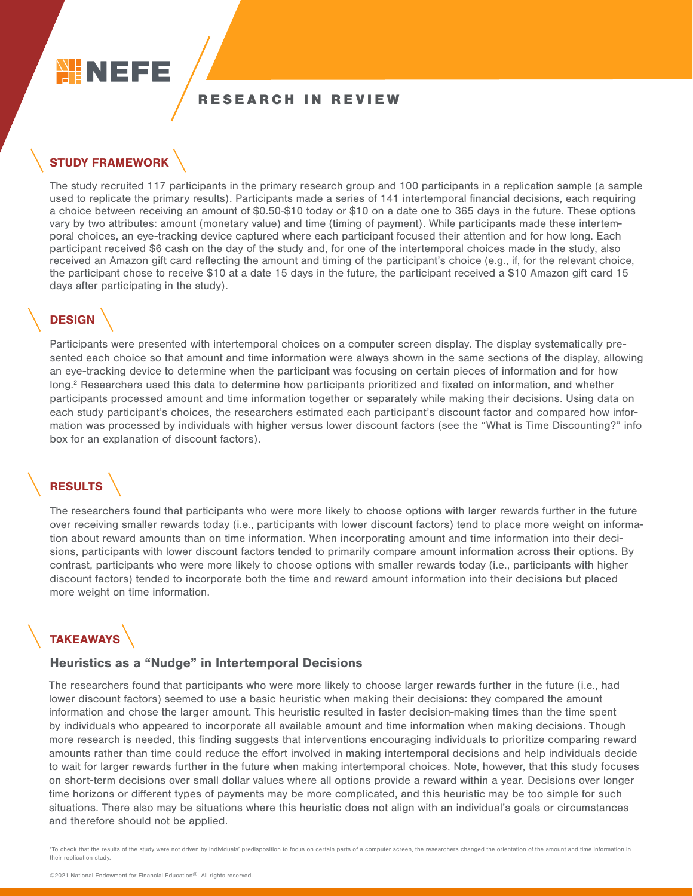## STUDY FRAMEWORK

The study recruited 117 participants in the primary research group and 100 participants in a replication sample (a sample used to replicate the primary results). Participants made a series of 141 intertemporal financial decisions, each requiring a choice between receiving an amount of $0.50-$10 today or $10 on a date one to 365 days in the future. These options vary by two attributes: amount (monetary value) and time (timing of payment). While participants made these intertemporal choices, an eye-tracking device captured where each participant focused their attention and for how long. Each participant received $6 cash on the day of the study and, for one of the intertemporal choices made in the study, also received an Amazon gift card reflecting the amount and timing of the participant's choice (e.g., if, for the relevant choice, the participant chose to receive $10 at a date 15 days in the future, the participant received a $10 Amazon gift card 15 days after participating in the study).

## DESIGN

Participants were presented with intertemporal choices on a computer screen display. The display systematically presented each choice so that amount and time information were always shown in the same sections of the display, allowing an eye-tracking device to determine when the participant was focusing on certain pieces of information and for how long.[2] Researchers used this data to determine how participants prioritized and fixated on information, and whether participants processed amount and time information together or separately while making their decisions. Using data on each study participant's choices, the researchers estimated each participant's discount factor and compared how information was processed by individuals with higher versus lower discount factors (see the "What is Time Discounting?" info box for an explanation of discount factors).

## RESULTS

The researchers found that participants who were more likely to choose options with larger rewards further in the future over receiving smaller rewards today (i.e., participants with lower discount factors) tend to place more weight on information about reward amounts than on time information. When incorporating amount and time information into their decisions, participants with lower discount factors tended to primarily compare amount information across their options. By contrast, participants who were more likely to choose options with smaller rewards today (i.e., participants with higher discount factors) tended to incorporate both the time and reward amount information into their decisions but placed more weight on time information.

## TAKEAWAYS

### Heuristics as a "Nudge" in Intertemporal Decisions

The researchers found that participants who were more likely to choose larger rewards further in the future (i.e., had lower discount factors) seemed to use a basic heuristic when making their decisions: they compared the amount information and chose the larger amount. This heuristic resulted in faster decision-making times than the time spent by individuals who appeared to incorporate all available amount and time information when making decisions. Though more research is needed, this finding suggests that interventions encouraging individuals to prioritize comparing reward amounts rather than time could reduce the effort involved in making intertemporal decisions and help individuals decide to wait for larger rewards further in the future when making intertemporal choices. Note, however, that this study focuses on short-term decisions over small dollar values where all options provide a reward within a year. Decisions over longer time horizons or different types of payments may be more complicated, and this heuristic may be too simple for such situations. There also may be situations where this heuristic does not align with an individual's goals or circumstances and therefore should not be applied.

[2] To check that the results of the study were not driven by individuals' predisposition to focus on certain parts of a computer screen, the researchers changed the orientation of the amount and time information in their replication study.

©2021 National Endowment for Financial Education®. All rights reserved.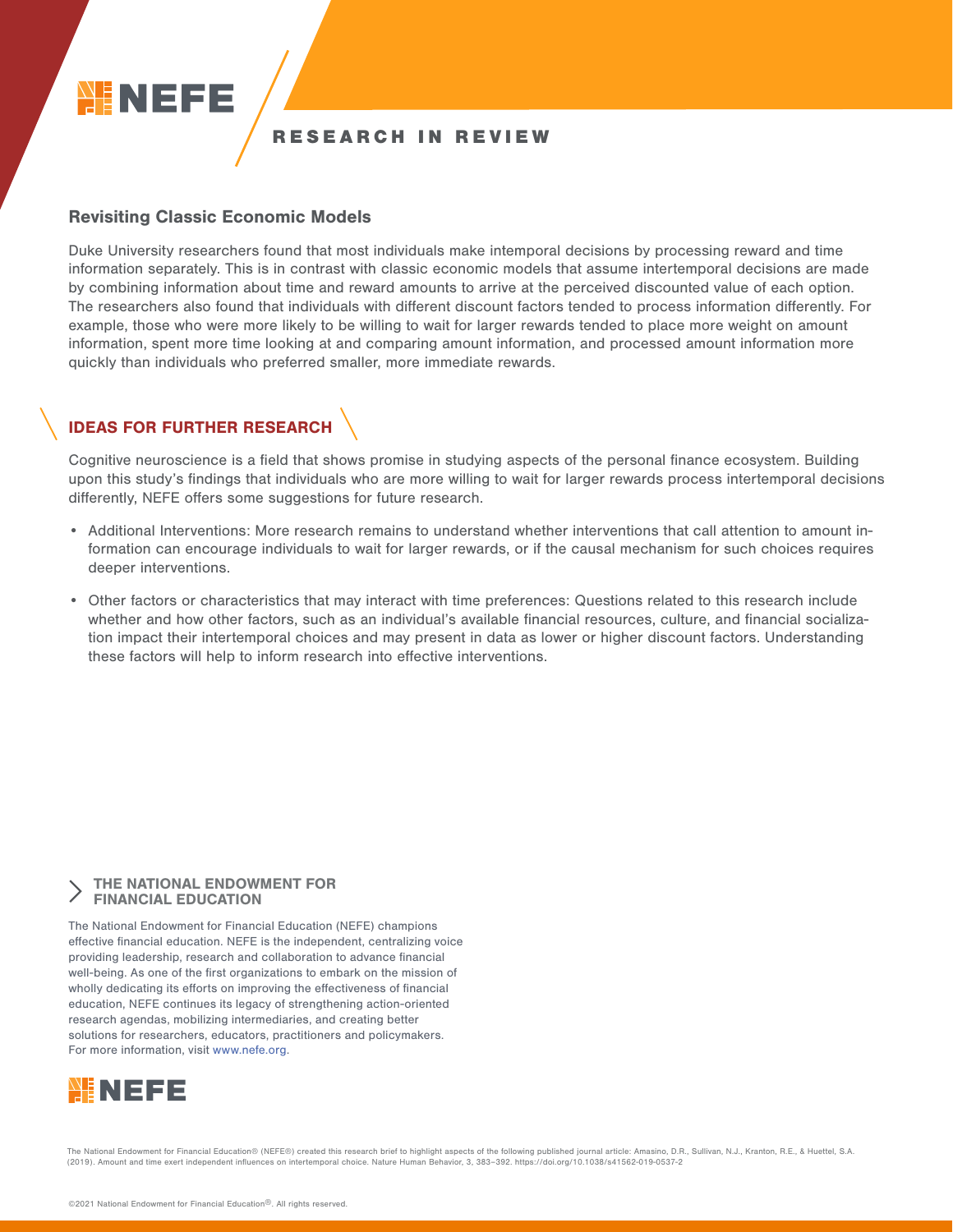## Revisiting Classic Economic Models

Duke University researchers found that most individuals make intemporal decisions by processing reward and time information separately. This is in contrast with classic economic models that assume intertemporal decisions are made by combining information about time and reward amounts to arrive at the perceived discounted value of each option. The researchers also found that individuals with different discount factors tended to process information differently. For example, those who were more likely to be willing to wait for larger rewards tended to place more weight on amount information, spent more time looking at and comparing amount information, and processed amount information more quickly than individuals who preferred smaller, more immediate rewards.

## IDEAS FOR FURTHER RESEARCH

Cognitive neuroscience is a field that shows promise in studying aspects of the personal finance ecosystem. Building upon this study's findings that individuals who are more willing to wait for larger rewards process intertemporal decisions differently, NEFE offers some suggestions for future research.

- Additional Interventions: More research remains to understand whether interventions that call attention to amount information can encourage individuals to wait for larger rewards, or if the causal mechanism for such choices requires deeper interventions.
- Other factors or characteristics that may interact with time preferences: Questions related to this research include whether and how other factors, such as an individual's available financial resources, culture, and financial socialization impact their intertemporal choices and may present in data as lower or higher discount factors. Understanding these factors will help to inform research into effective interventions.

### THE NATIONAL ENDOWMENT FOR FINANCIAL EDUCATION

The National Endowment for Financial Education (NEFE) champions effective financial education. NEFE is the independent, centralizing voice providing leadership, research and collaboration to advance financial well-being. As one of the first organizations to embark on the mission of wholly dedicating its efforts on improving the effectiveness of financial education, NEFE continues its legacy of strengthening action-oriented research agendas, mobilizing intermediaries, and creating better solutions for researchers, educators, practitioners and policymakers. For more information, visit www.nefe.org.

NEFE

The National Endowment for Financial Education® (NEFE®) created this research brief to highlight aspects of the following published journal article: Amasino, D.R., Sullivan, N.J., Kranton, R.E., & Huettel, S.A. (2019). Amount and time exert independent influences on intertemporal choice. Nature Human Behavior, 3, 383–392. https://doi.org/10.1038/s41562-019-0537-2

©2021 National Endowment for Financial Education®. All rights reserved.